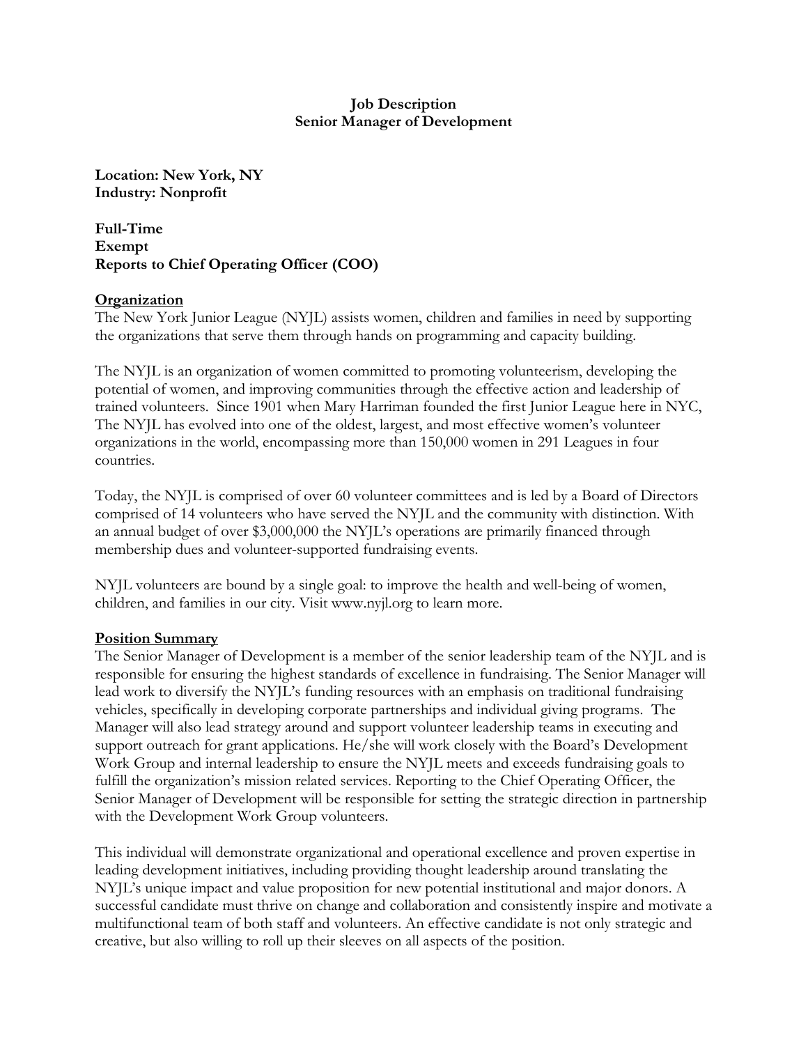# Job Description
## Senior Manager of Development

**Location: New York, NY**
**Industry: Nonprofit**

**Full-Time**
**Exempt**
**Reports to Chief Operating Officer (COO)**

### Organization

The New York Junior League (NYJL) assists women, children and families in need by supporting the organizations that serve them through hands on programming and capacity building.

The NYJL is an organization of women committed to promoting volunteerism, developing the potential of women, and improving communities through the effective action and leadership of trained volunteers. Since 1901 when Mary Harriman founded the first Junior League here in NYC, The NYJL has evolved into one of the oldest, largest, and most effective women's volunteer organizations in the world, encompassing more than 150,000 women in 291 Leagues in four countries.

Today, the NYJL is comprised of over 60 volunteer committees and is led by a Board of Directors comprised of 14 volunteers who have served the NYJL and the community with distinction. With an annual budget of over $3,000,000 the NYJL's operations are primarily financed through membership dues and volunteer-supported fundraising events.

NYJL volunteers are bound by a single goal: to improve the health and well-being of women, children, and families in our city. Visit www.nyjl.org to learn more.

### Position Summary

The Senior Manager of Development is a member of the senior leadership team of the NYJL and is responsible for ensuring the highest standards of excellence in fundraising. The Senior Manager will lead work to diversify the NYJL's funding resources with an emphasis on traditional fundraising vehicles, specifically in developing corporate partnerships and individual giving programs. The Manager will also lead strategy around and support volunteer leadership teams in executing and support outreach for grant applications. He/she will work closely with the Board's Development Work Group and internal leadership to ensure the NYJL meets and exceeds fundraising goals to fulfill the organization's mission related services. Reporting to the Chief Operating Officer, the Senior Manager of Development will be responsible for setting the strategic direction in partnership with the Development Work Group volunteers.

This individual will demonstrate organizational and operational excellence and proven expertise in leading development initiatives, including providing thought leadership around translating the NYJL's unique impact and value proposition for new potential institutional and major donors. A successful candidate must thrive on change and collaboration and consistently inspire and motivate a multifunctional team of both staff and volunteers. An effective candidate is not only strategic and creative, but also willing to roll up their sleeves on all aspects of the position.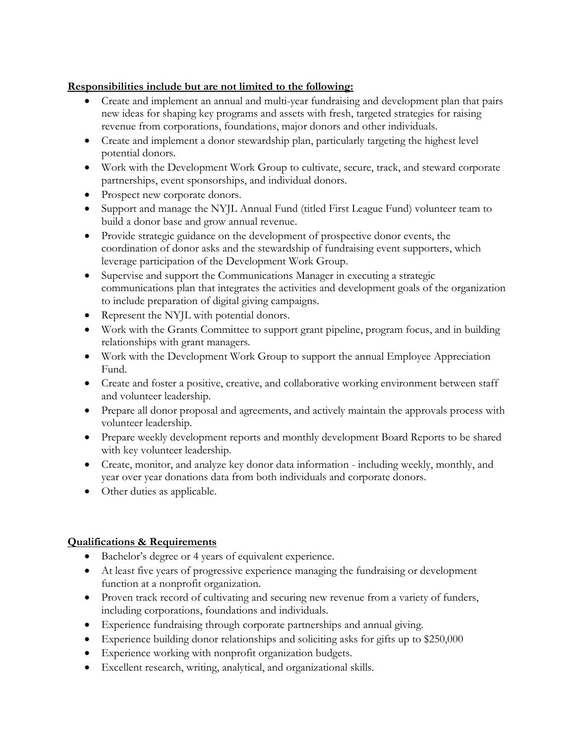**Responsibilities include but are not limited to the following:**

- Create and implement an annual and multi-year fundraising and development plan that pairs new ideas for shaping key programs and assets with fresh, targeted strategies for raising revenue from corporations, foundations, major donors and other individuals.
- Create and implement a donor stewardship plan, particularly targeting the highest level potential donors.
- Work with the Development Work Group to cultivate, secure, track, and steward corporate partnerships, event sponsorships, and individual donors.
- Prospect new corporate donors.
- Support and manage the NYJL Annual Fund (titled First League Fund) volunteer team to build a donor base and grow annual revenue.
- Provide strategic guidance on the development of prospective donor events, the coordination of donor asks and the stewardship of fundraising event supporters, which leverage participation of the Development Work Group.
- Supervise and support the Communications Manager in executing a strategic communications plan that integrates the activities and development goals of the organization to include preparation of digital giving campaigns.
- Represent the NYJL with potential donors.
- Work with the Grants Committee to support grant pipeline, program focus, and in building relationships with grant managers.
- Work with the Development Work Group to support the annual Employee Appreciation Fund.
- Create and foster a positive, creative, and collaborative working environment between staff and volunteer leadership.
- Prepare all donor proposal and agreements, and actively maintain the approvals process with volunteer leadership.
- Prepare weekly development reports and monthly development Board Reports to be shared with key volunteer leadership.
- Create, monitor, and analyze key donor data information - including weekly, monthly, and year over year donations data from both individuals and corporate donors.
- Other duties as applicable.

**Qualifications & Requirements**

- Bachelor's degree or 4 years of equivalent experience.
- At least five years of progressive experience managing the fundraising or development function at a nonprofit organization.
- Proven track record of cultivating and securing new revenue from a variety of funders, including corporations, foundations and individuals.
- Experience fundraising through corporate partnerships and annual giving.
- Experience building donor relationships and soliciting asks for gifts up to $250,000
- Experience working with nonprofit organization budgets.
- Excellent research, writing, analytical, and organizational skills.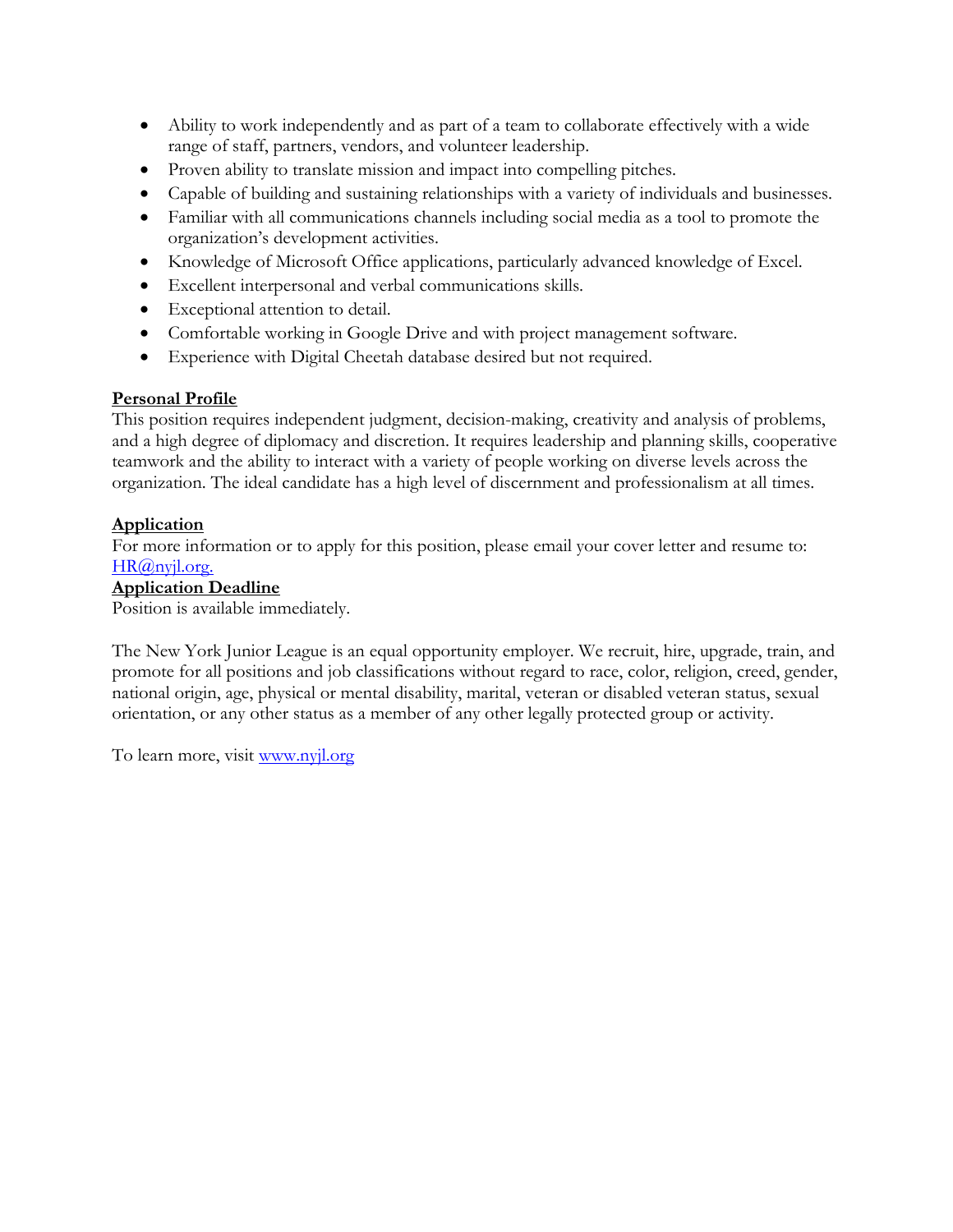- Ability to work independently and as part of a team to collaborate effectively with a wide range of staff, partners, vendors, and volunteer leadership.
- Proven ability to translate mission and impact into compelling pitches.
- Capable of building and sustaining relationships with a variety of individuals and businesses.
- Familiar with all communications channels including social media as a tool to promote the organization's development activities.
- Knowledge of Microsoft Office applications, particularly advanced knowledge of Excel.
- Excellent interpersonal and verbal communications skills.
- Exceptional attention to detail.
- Comfortable working in Google Drive and with project management software.
- Experience with Digital Cheetah database desired but not required.

**Personal Profile**

This position requires independent judgment, decision-making, creativity and analysis of problems, and a high degree of diplomacy and discretion. It requires leadership and planning skills, cooperative teamwork and the ability to interact with a variety of people working on diverse levels across the organization. The ideal candidate has a high level of discernment and professionalism at all times.

**Application**

For more information or to apply for this position, please email your cover letter and resume to: [HR@nyjl.org.](mailto:HR@nyjl.org)

**Application Deadline**

Position is available immediately.

The New York Junior League is an equal opportunity employer. We recruit, hire, upgrade, train, and promote for all positions and job classifications without regard to race, color, religion, creed, gender, national origin, age, physical or mental disability, marital, veteran or disabled veteran status, sexual orientation, or any other status as a member of any other legally protected group or activity.

To learn more, visit [www.nyjl.org](http://www.nyjl.org)